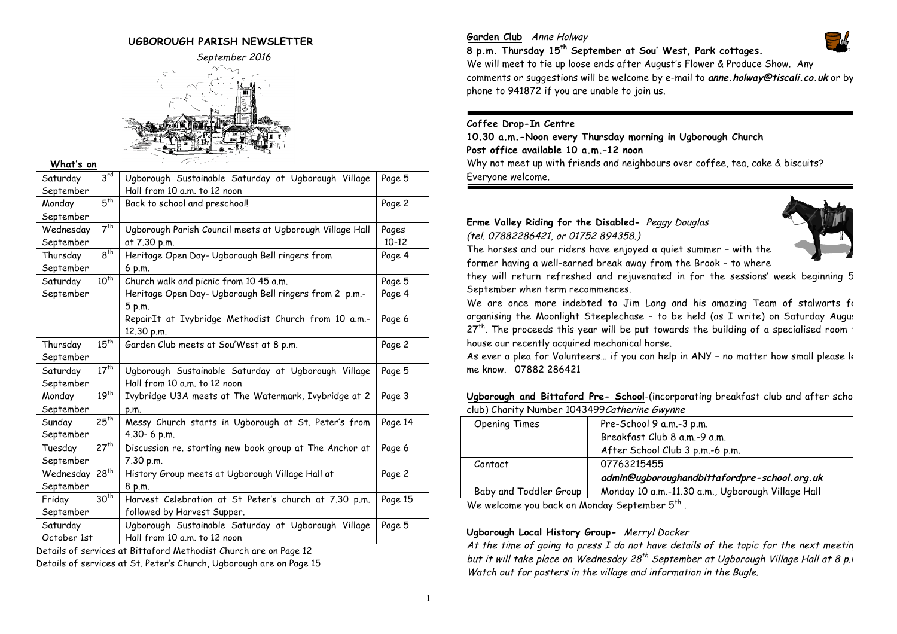# UGBOROUGH PARISH NEWSLETTER

*September 2016*

**What's on**

| | | |
|---|---|---|
| Saturday 3rd September | Ugborough Sustainable Saturday at Ugborough Village Hall from 10 a.m. to 12 noon | Page 5 |
| Monday 5th September | Back to school and preschool! | Page 2 |
| Wednesday 7th September | Ugborough Parish Council meets at Ugborough Village Hall at 7.30 p.m. | Pages 10-12 |
| Thursday 8th September | Heritage Open Day- Ugborough Bell ringers from 6 p.m. | Page 4 |
| Saturday 10th September | Church walk and picnic from 10 45 a.m.<br>Heritage Open Day- Ugborough Bell ringers from 2 p.m.- 5 p.m.<br>RepairIt at Ivybridge Methodist Church from 10 a.m.- 12.30 p.m. | Page 5<br>Page 4<br>Page 6 |
| Thursday 15th September | Garden Club meets at Sou'West at 8 p.m. | Page 2 |
| Saturday 17th September | Ugborough Sustainable Saturday at Ugborough Village Hall from 10 a.m. to 12 noon | Page 5 |
| Monday 19th September | Ivybridge U3A meets at The Watermark, Ivybridge at 2 p.m. | Page 3 |
| Sunday 25th September | Messy Church starts in Ugborough at St. Peter's from 4.30- 6 p.m. | Page 14 |
| Tuesday 27th September | Discussion re. starting new book group at The Anchor at 7.30 p.m. | Page 6 |
| Wednesday 28th September | History Group meets at Ugborough Village Hall at 8 p.m. | Page 2 |
| Friday 30th September | Harvest Celebration at St Peter's church at 7.30 p.m. followed by Harvest Supper. | Page 15 |
| Saturday October 1st | Ugborough Sustainable Saturday at Ugborough Village Hall from 10 a.m. to 12 noon | Page 5 |

Details of services at Bittaford Methodist Church are on Page 12
Details of services at St. Peter's Church, Ugborough are on Page 15

**Garden Club** *Anne Holway*

**8 p.m. Thursday 15th September at Sou' West, Park cottages.**

We will meet to tie up loose ends after August's Flower & Produce Show. Any comments or suggestions will be welcome by e-mail to ***anne.holway@tiscali.co.uk*** or by phone to 941872 if you are unable to join us.

---

**Coffee Drop-In Centre**

**10.30 a.m.-Noon every Thursday morning in Ugborough Church**
**Post office available 10 a.m.–12 noon**

Why not meet up with friends and neighbours over coffee, tea, cake & biscuits? Everyone welcome.

---

**Erme Valley Riding for the Disabled-** *Peggy Douglas (tel. 07882286421, or 01752 894358.)*

The horses and our riders have enjoyed a quiet summer – with the former having a well-earned break away from the Brook – to where they will return refreshed and rejuvenated in for the sessions' week beginning 5 September when term recommences.

We are once more indebted to Jim Long and his amazing Team of stalwarts fo organising the Moonlight Steeplechase – to be held (as I write) on Saturday Augus 27th. The proceeds this year will be put towards the building of a specialised room t house our recently acquired mechanical horse.

As ever a plea for Volunteers… if you can help in ANY – no matter how small please le me know. 07882 286421

**Ugborough and Bittaford Pre- School**-(incorporating breakfast club and after scho club) Charity Number 1043499*Catherine Gwynne*

| | |
|---|---|
| Opening Times | Pre-School 9 a.m.-3 p.m.<br>Breakfast Club 8 a.m.-9 a.m.<br>After School Club 3 p.m.-6 p.m. |
| Contact | 07763215455<br>***admin@ugboroughandbittafordpre-school.org.uk*** |
| Baby and Toddler Group | Monday 10 a.m.-11.30 a.m., Ugborough Village Hall |

We welcome you back on Monday September 5th .

**Ugborough Local History Group-** *Merryl Docker*

*At the time of going to press I do not have details of the topic for the next meetin but it will take place on Wednesday 28th September at Ugborough Village Hall at 8 p.r Watch out for posters in the village and information in the Bugle.*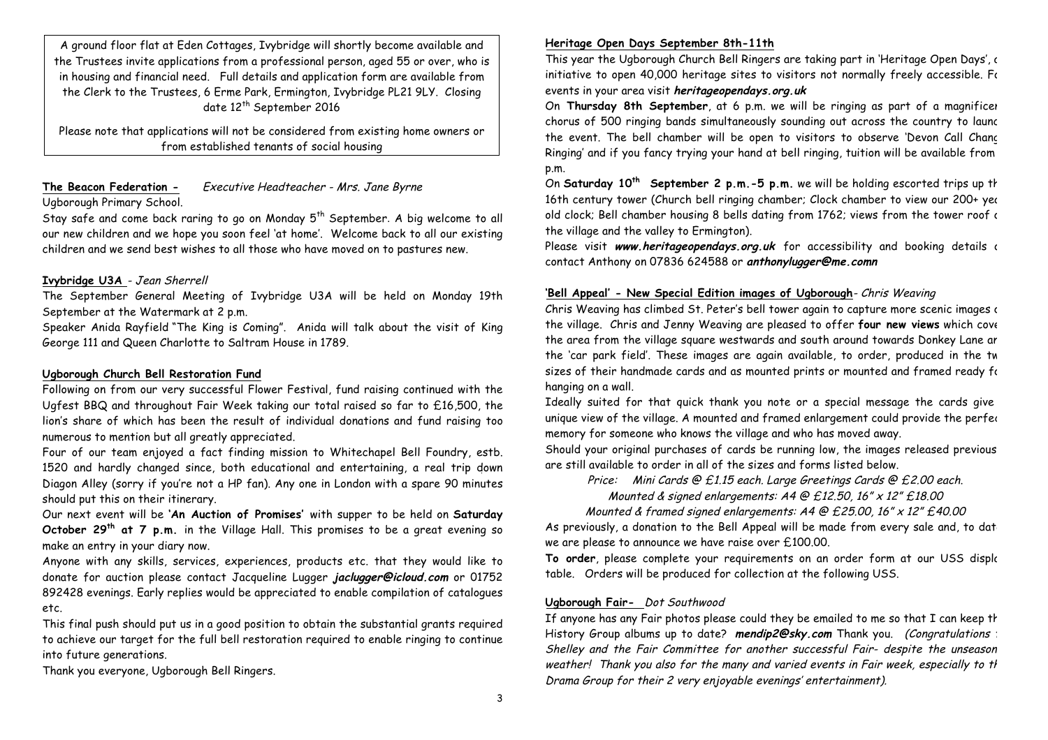A ground floor flat at Eden Cottages, Ivybridge will shortly become available and the Trustees invite applications from a professional person, aged 55 or over, who is in housing and financial need. Full details and application form are available from the Clerk to the Trustees, 6 Erme Park, Ermington, Ivybridge PL21 9LY. Closing date 12th September 2016

Please note that applications will not be considered from existing home owners or from established tenants of social housing

## The Beacon Federation - *Executive Headteacher - Mrs. Jane Byrne*

Ugborough Primary School.

Stay safe and come back raring to go on Monday 5th September. A big welcome to all our new children and we hope you soon feel 'at home'. Welcome back to all our existing children and we send best wishes to all those who have moved on to pastures new.

## Ivybridge U3A - *Jean Sherrell*

The September General Meeting of Ivybridge U3A will be held on Monday 19th September at the Watermark at 2 p.m.

Speaker Anida Rayfield "The King is Coming". Anida will talk about the visit of King George 111 and Queen Charlotte to Saltram House in 1789.

## Ugborough Church Bell Restoration Fund

Following on from our very successful Flower Festival, fund raising continued with the Ugfest BBQ and throughout Fair Week taking our total raised so far to £16,500, the lion's share of which has been the result of individual donations and fund raising too numerous to mention but all greatly appreciated.

Four of our team enjoyed a fact finding mission to Whitechapel Bell Foundry, estb. 1520 and hardly changed since, both educational and entertaining, a real trip down Diagon Alley (sorry if you're not a HP fan). Any one in London with a spare 90 minutes should put this on their itinerary.

Our next event will be **'An Auction of Promises'** with supper to be held on **Saturday October 29th at 7 p.m.** in the Village Hall. This promises to be a great evening so make an entry in your diary now.

Anyone with any skills, services, experiences, products etc. that they would like to donate for auction please contact Jacqueline Lugger ***jaclugger@icloud.com*** or 01752 892428 evenings. Early replies would be appreciated to enable compilation of catalogues etc.

This final push should put us in a good position to obtain the substantial grants required to achieve our target for the full bell restoration required to enable ringing to continue into future generations.

Thank you everyone, Ugborough Bell Ringers.

## Heritage Open Days September 8th-11th

This year the Ugborough Church Bell Ringers are taking part in 'Heritage Open Days', a initiative to open 40,000 heritage sites to visitors not normally freely accessible. Fo events in your area visit ***heritageopendays.org.uk***

On **Thursday 8th September**, at 6 p.m. we will be ringing as part of a magnificen chorus of 500 ringing bands simultaneously sounding out across the country to launc the event. The bell chamber will be open to visitors to observe 'Devon Call Chang Ringing' and if you fancy trying your hand at bell ringing, tuition will be available from p.m.

On **Saturday 10th September 2 p.m.-5 p.m.** we will be holding escorted trips up th 16th century tower (Church bell ringing chamber; Clock chamber to view our 200+ yea old clock; Bell chamber housing 8 bells dating from 1762; views from the tower roof o the village and the valley to Ermington).

Please visit ***www.heritageopendays.org.uk*** for accessibility and booking details o contact Anthony on 07836 624588 or ***anthonylugger@me.comn***

## 'Bell Appeal' - New Special Edition images of Ugborough - *Chris Weaving*

Chris Weaving has climbed St. Peter's bell tower again to capture more scenic images o the village. Chris and Jenny Weaving are pleased to offer **four new views** which cove the area from the village square westwards and south around towards Donkey Lane an the 'car park field'. These images are again available, to order, produced in the tw sizes of their handmade cards and as mounted prints or mounted and framed ready fo hanging on a wall.

Ideally suited for that quick thank you note or a special message the cards give unique view of the village. A mounted and framed enlargement could provide the perfec memory for someone who knows the village and who has moved away.

Should your original purchases of cards be running low, the images released previous are still available to order in all of the sizes and forms listed below.

*Price: Mini Cards @ £1.15 each. Large Greetings Cards @ £2.00 each.*

*Mounted & signed enlargements: A4 @ £12.50, 16" x 12" £18.00*

*Mounted & framed signed enlargements: A4 @ £25.00, 16" x 12" £40.00*

As previously, a donation to the Bell Appeal will be made from every sale and, to dat we are please to announce we have raise over £100.00.

**To order**, please complete your requirements on an order form at our USS displa table. Orders will be produced for collection at the following USS.

## Ugborough Fair- *Dot Southwood*

If anyone has any Fair photos please could they be emailed to me so that I can keep th History Group albums up to date? ***mendip2@sky.com*** Thank you. *(Congratulations t Shelley and the Fair Committee for another successful Fair- despite the unseason weather! Thank you also for the many and varied events in Fair week, especially to th Drama Group for their 2 very enjoyable evenings' entertainment).*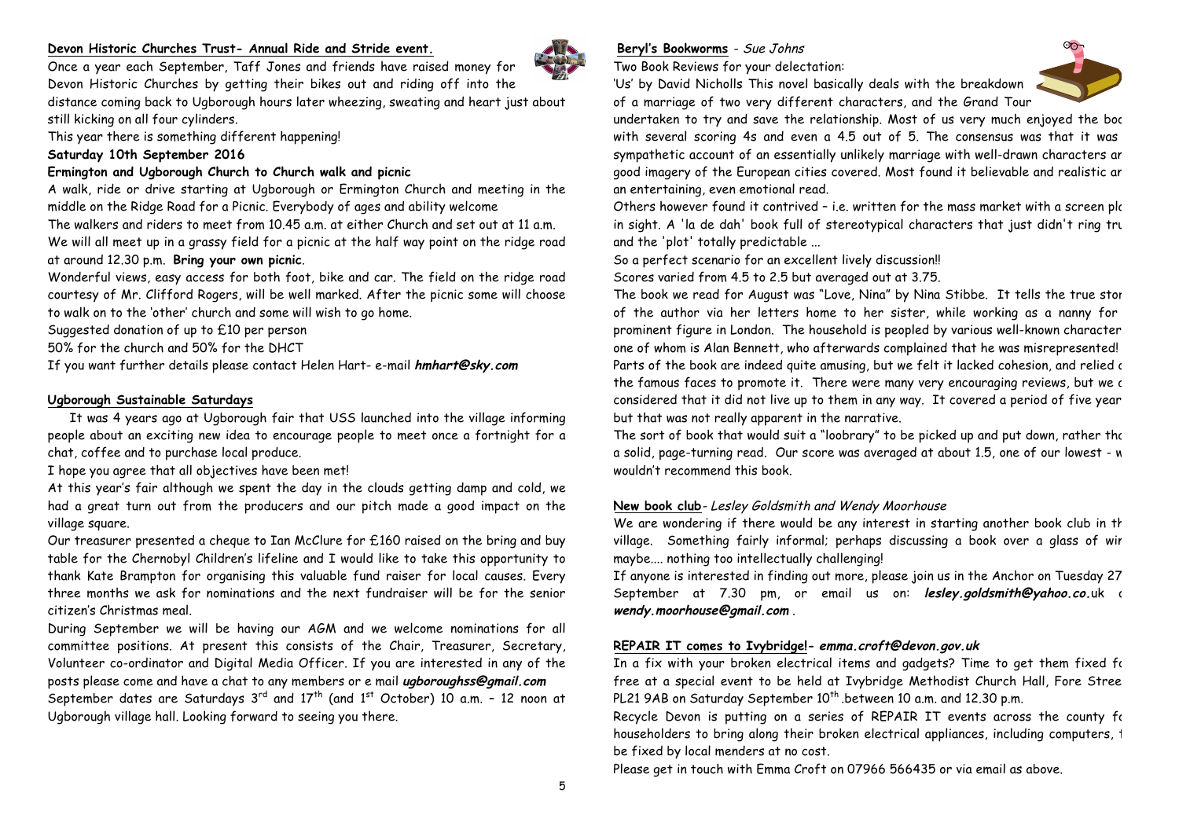## Devon Historic Churches Trust- Annual Ride and Stride event.

Once a year each September, Taff Jones and friends have raised money for Devon Historic Churches by getting their bikes out and riding off into the distance coming back to Ugborough hours later wheezing, sweating and heart just about still kicking on all four cylinders.

This year there is something different happening!

**Saturday 10th September 2016**

**Ermington and Ugborough Church to Church walk and picnic**

A walk, ride or drive starting at Ugborough or Ermington Church and meeting in the middle on the Ridge Road for a Picnic. Everybody of ages and ability welcome

The walkers and riders to meet from 10.45 a.m. at either Church and set out at 11 a.m.

We will all meet up in a grassy field for a picnic at the half way point on the ridge road at around 12.30 p.m. **Bring your own picnic**.

Wonderful views, easy access for both foot, bike and car. The field on the ridge road courtesy of Mr. Clifford Rogers, will be well marked. After the picnic some will choose to walk on to the 'other' church and some will wish to go home.

Suggested donation of up to £10 per person

50% for the church and 50% for the DHCT

If you want further details please contact Helen Hart- e-mail ***hmhart@sky.com***

## Ugborough Sustainable Saturdays

It was 4 years ago at Ugborough fair that USS launched into the village informing people about an exciting new idea to encourage people to meet once a fortnight for a chat, coffee and to purchase local produce.

I hope you agree that all objectives have been met!

At this year's fair although we spent the day in the clouds getting damp and cold, we had a great turn out from the producers and our pitch made a good impact on the village square.

Our treasurer presented a cheque to Ian McClure for £160 raised on the bring and buy table for the Chernobyl Children's lifeline and I would like to take this opportunity to thank Kate Brampton for organising this valuable fund raiser for local causes. Every three months we ask for nominations and the next fundraiser will be for the senior citizen's Christmas meal.

During September we will be having our AGM and we welcome nominations for all committee positions. At present this consists of the Chair, Treasurer, Secretary, Volunteer co-ordinator and Digital Media Officer. If you are interested in any of the posts please come and have a chat to any members or e mail ***ugboroughss@gmail.com***

September dates are Saturdays 3rd and 17th (and 1st October) 10 a.m. – 12 noon at Ugborough village hall. Looking forward to seeing you there.

## Beryl's Bookworms - *Sue Johns*

Two Book Reviews for your delectation:

'Us' by David Nicholls This novel basically deals with the breakdown of a marriage of two very different characters, and the Grand Tour undertaken to try and save the relationship. Most of us very much enjoyed the boo with several scoring 4s and even a 4.5 out of 5. The consensus was that it was sympathetic account of an essentially unlikely marriage with well-drawn characters an good imagery of the European cities covered. Most found it believable and realistic an an entertaining, even emotional read.

Others however found it contrived – i.e. written for the mass market with a screen plo in sight. A 'la de dah' book full of stereotypical characters that just didn't ring tru and the 'plot' totally predictable ...

So a perfect scenario for an excellent lively discussion!!

Scores varied from 4.5 to 2.5 but averaged out at 3.75.

The book we read for August was "Love, Nina" by Nina Stibbe. It tells the true stor of the author via her letters home to her sister, while working as a nanny for prominent figure in London. The household is peopled by various well-known character one of whom is Alan Bennett, who afterwards complained that he was misrepresented! Parts of the book are indeed quite amusing, but we felt it lacked cohesion, and relied o the famous faces to promote it. There were many very encouraging reviews, but we c considered that it did not live up to them in any way. It covered a period of five year but that was not really apparent in the narrative.

The sort of book that would suit a "loobrary" to be picked up and put down, rather tha a solid, page-turning read. Our score was averaged at about 1.5, one of our lowest - w wouldn't recommend this book.

## New book club- *Lesley Goldsmith and Wendy Moorhouse*

We are wondering if there would be any interest in starting another book club in th village. Something fairly informal; perhaps discussing a book over a glass of win maybe.... nothing too intellectually challenging!

If anyone is interested in finding out more, please join us in the Anchor on Tuesday 27 September at 7.30 pm, or email us on: ***lesley.goldsmith@yahoo.co.***uk o ***wendy.moorhouse@gmail.com*** .

## REPAIR IT comes to Ivybridge!- *emma.croft@devon.gov.uk*

In a fix with your broken electrical items and gadgets? Time to get them fixed fo free at a special event to be held at Ivybridge Methodist Church Hall, Fore Stree PL21 9AB on Saturday September 10th .between 10 a.m. and 12.30 p.m.

Recycle Devon is putting on a series of REPAIR IT events across the county fo householders to bring along their broken electrical appliances, including computers, t be fixed by local menders at no cost.

Please get in touch with Emma Croft on 07966 566435 or via email as above.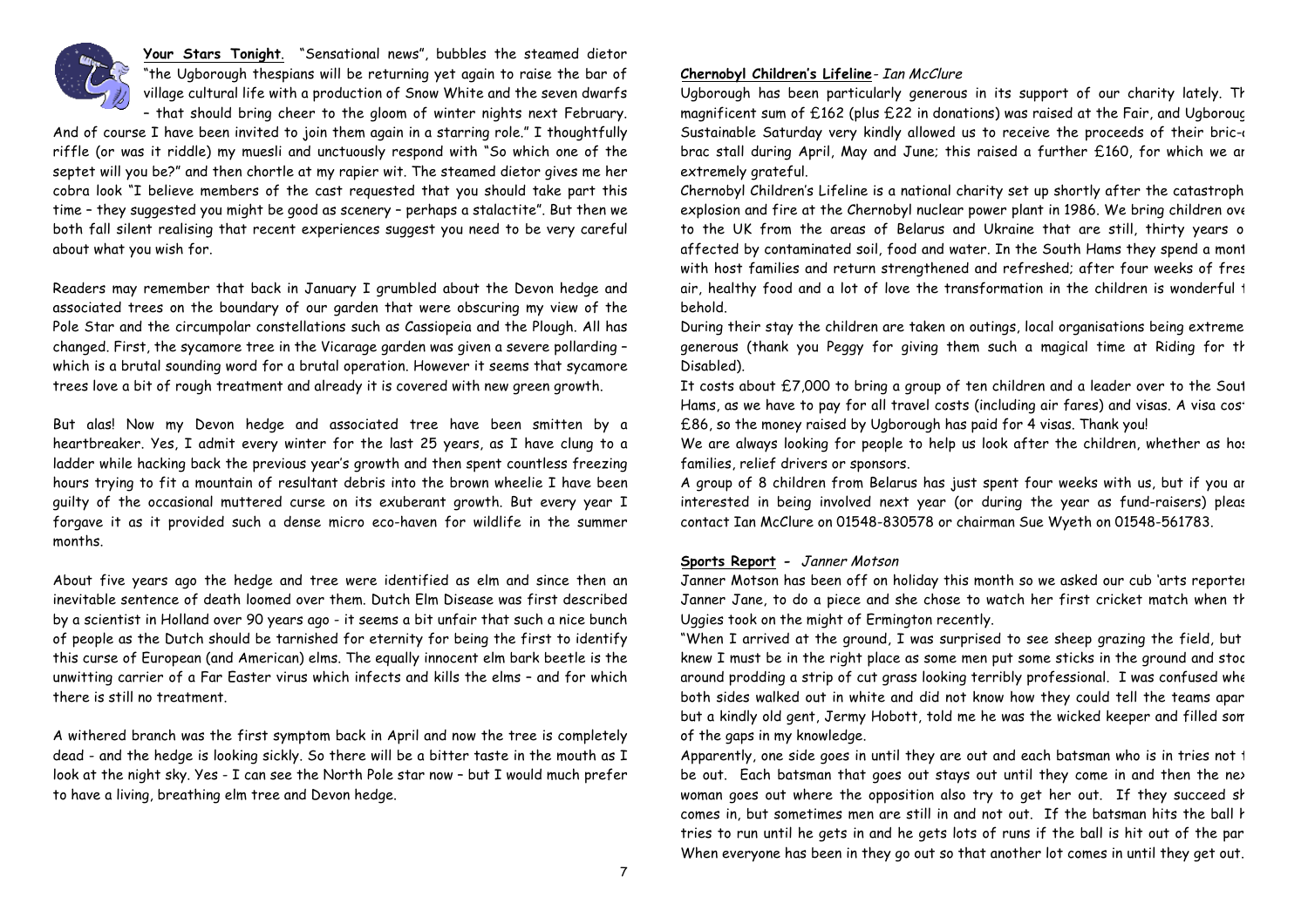**Your Stars Tonight**. "Sensational news", bubbles the steamed dietor "the Ugborough thespians will be returning yet again to raise the bar of village cultural life with a production of Snow White and the seven dwarfs – that should bring cheer to the gloom of winter nights next February. And of course I have been invited to join them again in a starring role." I thoughtfully riffle (or was it riddle) my muesli and unctuously respond with "So which one of the septet will you be?" and then chortle at my rapier wit. The steamed dietor gives me her cobra look "I believe members of the cast requested that you should take part this time – they suggested you might be good as scenery – perhaps a stalactite". But then we both fall silent realising that recent experiences suggest you need to be very careful about what you wish for.

Readers may remember that back in January I grumbled about the Devon hedge and associated trees on the boundary of our garden that were obscuring my view of the Pole Star and the circumpolar constellations such as Cassiopeia and the Plough. All has changed. First, the sycamore tree in the Vicarage garden was given a severe pollarding – which is a brutal sounding word for a brutal operation. However it seems that sycamore trees love a bit of rough treatment and already it is covered with new green growth.

But alas! Now my Devon hedge and associated tree have been smitten by a heartbreaker. Yes, I admit every winter for the last 25 years, as I have clung to a ladder while hacking back the previous year's growth and then spent countless freezing hours trying to fit a mountain of resultant debris into the brown wheelie I have been guilty of the occasional muttered curse on its exuberant growth. But every year I forgave it as it provided such a dense micro eco-haven for wildlife in the summer months.

About five years ago the hedge and tree were identified as elm and since then an inevitable sentence of death loomed over them. Dutch Elm Disease was first described by a scientist in Holland over 90 years ago - it seems a bit unfair that such a nice bunch of people as the Dutch should be tarnished for eternity for being the first to identify this curse of European (and American) elms. The equally innocent elm bark beetle is the unwitting carrier of a Far Easter virus which infects and kills the elms – and for which there is still no treatment.

A withered branch was the first symptom back in April and now the tree is completely dead - and the hedge is looking sickly. So there will be a bitter taste in the mouth as I look at the night sky. Yes - I can see the North Pole star now – but I would much prefer to have a living, breathing elm tree and Devon hedge.

**Chernobyl Children's Lifeline**- *Ian McClure*

Ugborough has been particularly generous in its support of our charity lately. Th magnificent sum of £162 (plus £22 in donations) was raised at the Fair, and Ugboroug Sustainable Saturday very kindly allowed us to receive the proceeds of their bric-a brac stall during April, May and June; this raised a further £160, for which we ar extremely grateful.

Chernobyl Children's Lifeline is a national charity set up shortly after the catastroph explosion and fire at the Chernobyl nuclear power plant in 1986. We bring children ove to the UK from the areas of Belarus and Ukraine that are still, thirty years o affected by contaminated soil, food and water. In the South Hams they spend a mont with host families and return strengthened and refreshed; after four weeks of fres air, healthy food and a lot of love the transformation in the children is wonderful t behold.

During their stay the children are taken on outings, local organisations being extreme generous (thank you Peggy for giving them such a magical time at Riding for th Disabled).

It costs about £7,000 to bring a group of ten children and a leader over to the Sout Hams, as we have to pay for all travel costs (including air fares) and visas. A visa cost £86, so the money raised by Ugborough has paid for 4 visas. Thank you!

We are always looking for people to help us look after the children, whether as hos families, relief drivers or sponsors.

A group of 8 children from Belarus has just spent four weeks with us, but if you ar interested in being involved next year (or during the year as fund-raisers) pleas contact Ian McClure on 01548-830578 or chairman Sue Wyeth on 01548-561783.

**Sports Report** - *Janner Motson*

Janner Motson has been off on holiday this month so we asked our cub 'arts reporter Janner Jane, to do a piece and she chose to watch her first cricket match when th Uggies took on the might of Ermington recently.

"When I arrived at the ground, I was surprised to see sheep grazing the field, but knew I must be in the right place as some men put some sticks in the ground and stoo around prodding a strip of cut grass looking terribly professional. I was confused whe both sides walked out in white and did not know how they could tell the teams apar but a kindly old gent, Jermy Hobott, told me he was the wicked keeper and filled som of the gaps in my knowledge.

Apparently, one side goes in until they are out and each batsman who is in tries not t be out. Each batsman that goes out stays out until they come in and then the nex woman goes out where the opposition also try to get her out. If they succeed sh comes in, but sometimes men are still in and not out. If the batsman hits the ball h tries to run until he gets in and he gets lots of runs if the ball is hit out of the par When everyone has been in they go out so that another lot comes in until they get out.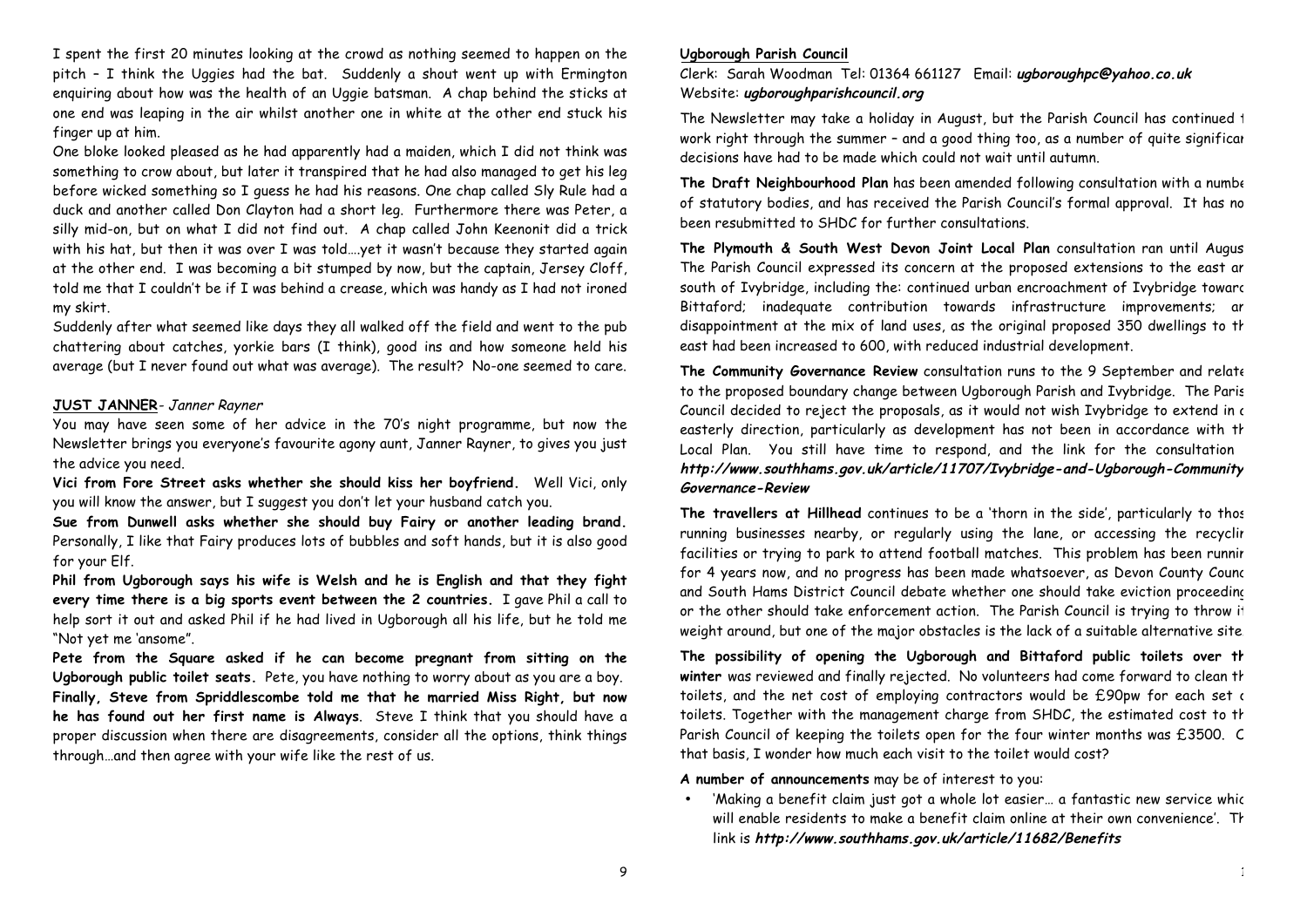I spent the first 20 minutes looking at the crowd as nothing seemed to happen on the pitch – I think the Uggies had the bat. Suddenly a shout went up with Ermington enquiring about how was the health of an Uggie batsman. A chap behind the sticks at one end was leaping in the air whilst another one in white at the other end stuck his finger up at him.

One bloke looked pleased as he had apparently had a maiden, which I did not think was something to crow about, but later it transpired that he had also managed to get his leg before wicked something so I guess he had his reasons. One chap called Sly Rule had a duck and another called Don Clayton had a short leg. Furthermore there was Peter, a silly mid-on, but on what I did not find out. A chap called John Keenonit did a trick with his hat, but then it was over I was told….yet it wasn't because they started again at the other end. I was becoming a bit stumped by now, but the captain, Jersey Cloff, told me that I couldn't be if I was behind a crease, which was handy as I had not ironed my skirt.

Suddenly after what seemed like days they all walked off the field and went to the pub chattering about catches, yorkie bars (I think), good ins and how someone held his average (but I never found out what was average). The result? No-one seemed to care.

## JUST JANNER - *Janner Rayner*

You may have seen some of her advice in the 70's night programme, but now the Newsletter brings you everyone's favourite agony aunt, Janner Rayner, to gives you just the advice you need.

**Vici from Fore Street asks whether she should kiss her boyfriend.** Well Vici, only you will know the answer, but I suggest you don't let your husband catch you.

**Sue from Dunwell asks whether she should buy Fairy or another leading brand.** Personally, I like that Fairy produces lots of bubbles and soft hands, but it is also good for your Elf.

**Phil from Ugborough says his wife is Welsh and he is English and that they fight every time there is a big sports event between the 2 countries.** I gave Phil a call to help sort it out and asked Phil if he had lived in Ugborough all his life, but he told me "Not yet me 'ansome".

**Pete from the Square asked if he can become pregnant from sitting on the Ugborough public toilet seats.** Pete, you have nothing to worry about as you are a boy.

**Finally, Steve from Spriddlescombe told me that he married Miss Right, but now he has found out her first name is Always**. Steve I think that you should have a proper discussion when there are disagreements, consider all the options, think things through…and then agree with your wife like the rest of us.

## Ugborough Parish Council

Clerk: Sarah Woodman Tel: 01364 661127 Email: ***ugboroughpc@yahoo.co.uk***
Website: ***ugboroughparishcouncil.org***

The Newsletter may take a holiday in August, but the Parish Council has continued t work right through the summer – and a good thing too, as a number of quite significar decisions have had to be made which could not wait until autumn.

**The Draft Neighbourhood Plan** has been amended following consultation with a numbe of statutory bodies, and has received the Parish Council's formal approval. It has no been resubmitted to SHDC for further consultations.

**The Plymouth & South West Devon Joint Local Plan** consultation ran until Augus The Parish Council expressed its concern at the proposed extensions to the east ar south of Ivybridge, including the: continued urban encroachment of Ivybridge toward Bittaford; inadequate contribution towards infrastructure improvements; ar disappointment at the mix of land uses, as the original proposed 350 dwellings to th east had been increased to 600, with reduced industrial development.

**The Community Governance Review** consultation runs to the 9 September and relate to the proposed boundary change between Ugborough Parish and Ivybridge. The Paris Council decided to reject the proposals, as it would not wish Ivybridge to extend in c easterly direction, particularly as development has not been in accordance with th Local Plan. You still have time to respond, and the link for the consultation ***http://www.southhams.gov.uk/article/11707/Ivybridge-and-Ugborough-Community Governance-Review***

**The travellers at Hillhead** continues to be a 'thorn in the side', particularly to thos running businesses nearby, or regularly using the lane, or accessing the recyclir facilities or trying to park to attend football matches. This problem has been runnir for 4 years now, and no progress has been made whatsoever, as Devon County Counc and South Hams District Council debate whether one should take eviction proceeding or the other should take enforcement action. The Parish Council is trying to throw it weight around, but one of the major obstacles is the lack of a suitable alternative site

**The possibility of opening the Ugborough and Bittaford public toilets over th winter** was reviewed and finally rejected. No volunteers had come forward to clean th toilets, and the net cost of employing contractors would be £90pw for each set c toilets. Together with the management charge from SHDC, the estimated cost to th Parish Council of keeping the toilets open for the four winter months was £3500. C that basis, I wonder how much each visit to the toilet would cost?

**A number of announcements** may be of interest to you:

- 'Making a benefit claim just got a whole lot easier… a fantastic new service whic will enable residents to make a benefit claim online at their own convenience'. Th link is ***http://www.southhams.gov.uk/article/11682/Benefits***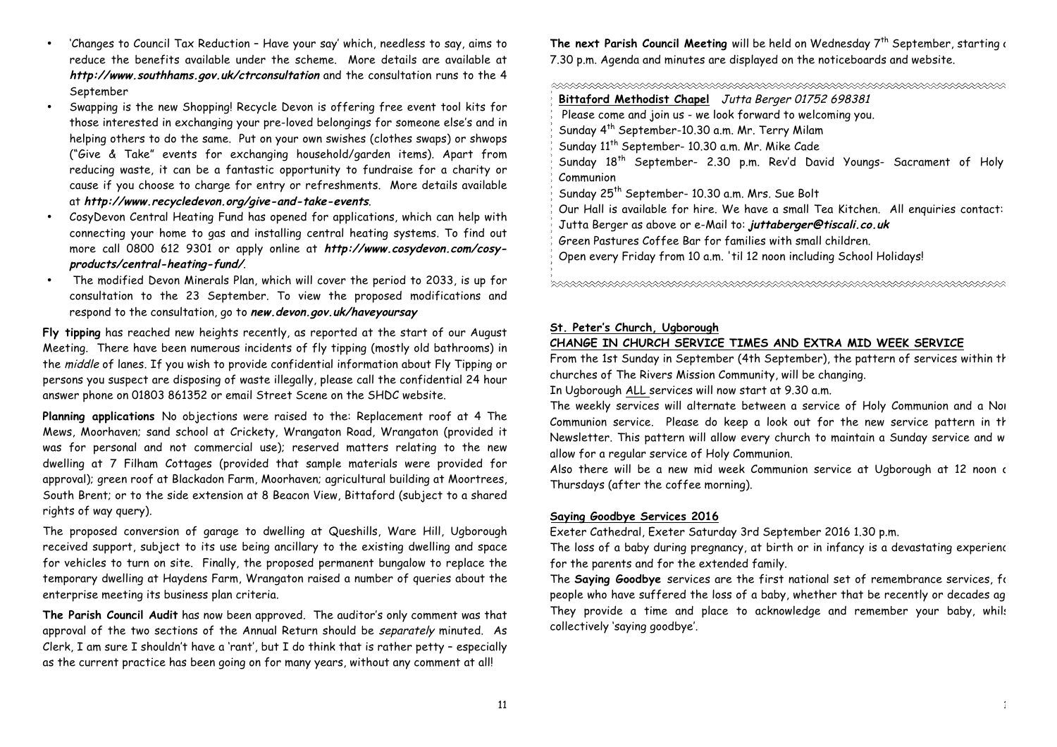- 'Changes to Council Tax Reduction – Have your say' which, needless to say, aims to reduce the benefits available under the scheme. More details are available at ***http://www.southhams.gov.uk/ctrconsultation*** and the consultation runs to the 4 September
- Swapping is the new Shopping! Recycle Devon is offering free event tool kits for those interested in exchanging your pre-loved belongings for someone else's and in helping others to do the same. Put on your own swishes (clothes swaps) or shwops ("Give & Take" events for exchanging household/garden items). Apart from reducing waste, it can be a fantastic opportunity to fundraise for a charity or cause if you choose to charge for entry or refreshments. More details available at ***http://www.recycledevon.org/give-and-take-events***.
- CosyDevon Central Heating Fund has opened for applications, which can help with connecting your home to gas and installing central heating systems. To find out more call 0800 612 9301 or apply online at ***http://www.cosydevon.com/cosy-products/central-heating-fund/***.
- The modified Devon Minerals Plan, which will cover the period to 2033, is up for consultation to the 23 September. To view the proposed modifications and respond to the consultation, go to ***new.devon.gov.uk/haveyoursay***

**Fly tipping** has reached new heights recently, as reported at the start of our August Meeting. There have been numerous incidents of fly tipping (mostly old bathrooms) in the *middle* of lanes. If you wish to provide confidential information about Fly Tipping or persons you suspect are disposing of waste illegally, please call the confidential 24 hour answer phone on 01803 861352 or email Street Scene on the SHDC website.

**Planning applications** No objections were raised to the: Replacement roof at 4 The Mews, Moorhaven; sand school at Crickety, Wrangaton Road, Wrangaton (provided it was for personal and not commercial use); reserved matters relating to the new dwelling at 7 Filham Cottages (provided that sample materials were provided for approval); green roof at Blackadon Farm, Moorhaven; agricultural building at Moortrees, South Brent; or to the side extension at 8 Beacon View, Bittaford (subject to a shared rights of way query).

The proposed conversion of garage to dwelling at Queshills, Ware Hill, Ugborough received support, subject to its use being ancillary to the existing dwelling and space for vehicles to turn on site. Finally, the proposed permanent bungalow to replace the temporary dwelling at Haydens Farm, Wrangaton raised a number of queries about the enterprise meeting its business plan criteria.

**The Parish Council Audit** has now been approved. The auditor's only comment was that approval of the two sections of the Annual Return should be *separately* minuted. As Clerk, I am sure I shouldn't have a 'rant', but I do think that is rather petty – especially as the current practice has been going on for many years, without any comment at all!

**The next Parish Council Meeting** will be held on Wednesday 7th September, starting at 7.30 p.m. Agenda and minutes are displayed on the noticeboards and website.

**Bittaford Methodist Chapel** *Jutta Berger 01752 698381*

Please come and join us - we look forward to welcoming you.

Sunday 4th September-10.30 a.m. Mr. Terry Milam

Sunday 11th September- 10.30 a.m. Mr. Mike Cade

Sunday 18th September- 2.30 p.m. Rev'd David Youngs- Sacrament of Holy Communion

Sunday 25th September- 10.30 a.m. Mrs. Sue Bolt

Our Hall is available for hire. We have a small Tea Kitchen. All enquiries contact: Jutta Berger as above or e-Mail to: ***juttaberger@tiscali.co.uk***

Green Pastures Coffee Bar for families with small children.

Open every Friday from 10 a.m. 'til 12 noon including School Holidays!

**St. Peter's Church, Ugborough**

**CHANGE IN CHURCH SERVICE TIMES AND EXTRA MID WEEK SERVICE**

From the 1st Sunday in September (4th September), the pattern of services within the churches of The Rivers Mission Community, will be changing.

In Ugborough ALL services will now start at 9.30 a.m.

The weekly services will alternate between a service of Holy Communion and a Non Communion service. Please do keep a look out for the new service pattern in the Newsletter. This pattern will allow every church to maintain a Sunday service and will allow for a regular service of Holy Communion.

Also there will be a new mid week Communion service at Ugborough at 12 noon on Thursdays (after the coffee morning).

**Saying Goodbye Services 2016**

Exeter Cathedral, Exeter Saturday 3rd September 2016 1.30 p.m.

The loss of a baby during pregnancy, at birth or in infancy is a devastating experience for the parents and for the extended family.

The **Saying Goodbye** services are the first national set of remembrance services, for people who have suffered the loss of a baby, whether that be recently or decades ago. They provide a time and place to acknowledge and remember your baby, whilst collectively 'saying goodbye'.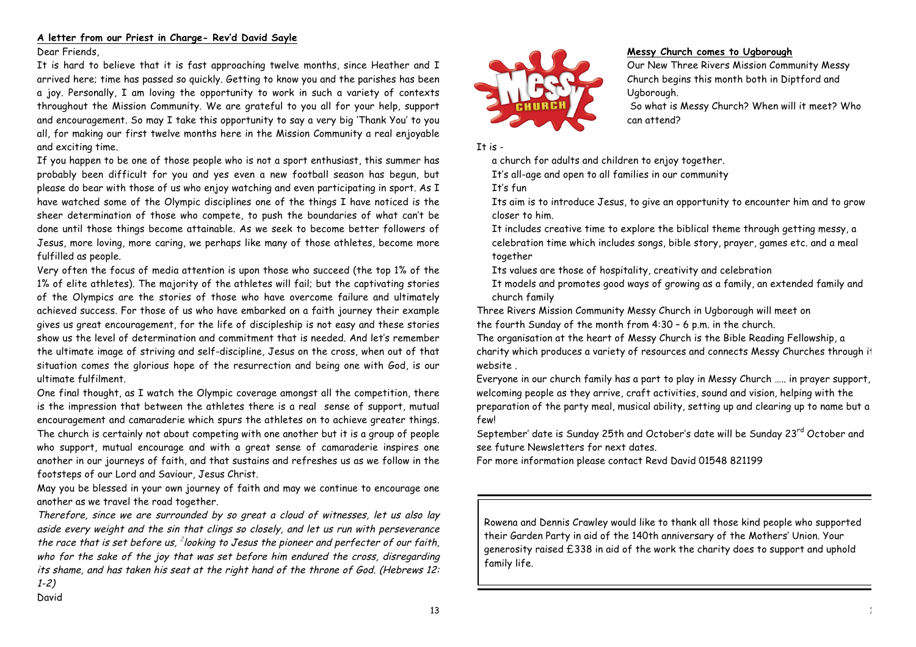**A letter from our Priest in Charge- Rev'd David Sayle**

Dear Friends,

It is hard to believe that it is fast approaching twelve months, since Heather and I arrived here; time has passed so quickly. Getting to know you and the parishes has been a joy. Personally, I am loving the opportunity to work in such a variety of contexts throughout the Mission Community. We are grateful to you all for your help, support and encouragement. So may I take this opportunity to say a very big 'Thank You' to you all, for making our first twelve months here in the Mission Community a real enjoyable and exciting time.

If you happen to be one of those people who is not a sport enthusiast, this summer has probably been difficult for you and yes even a new football season has begun, but please do bear with those of us who enjoy watching and even participating in sport. As I have watched some of the Olympic disciplines one of the things I have noticed is the sheer determination of those who compete, to push the boundaries of what can't be done until those things become attainable. As we seek to become better followers of Jesus, more loving, more caring, we perhaps like many of those athletes, become more fulfilled as people.

Very often the focus of media attention is upon those who succeed (the top 1% of the 1% of elite athletes). The majority of the athletes will fail; but the captivating stories of the Olympics are the stories of those who have overcome failure and ultimately achieved success. For those of us who have embarked on a faith journey their example gives us great encouragement, for the life of discipleship is not easy and these stories show us the level of determination and commitment that is needed. And let's remember the ultimate image of striving and self-discipline, Jesus on the cross, when out of that situation comes the glorious hope of the resurrection and being one with God, is our ultimate fulfilment.

One final thought, as I watch the Olympic coverage amongst all the competition, there is the impression that between the athletes there is a real sense of support, mutual encouragement and camaraderie which spurs the athletes on to achieve greater things. The church is certainly not about competing with one another but it is a group of people who support, mutual encourage and with a great sense of camaraderie inspires one another in our journeys of faith, and that sustains and refreshes us as we follow in the footsteps of our Lord and Saviour, Jesus Christ.

May you be blessed in your own journey of faith and may we continue to encourage one another as we travel the road together.

*Therefore, since we are surrounded by so great a cloud of witnesses, let us also lay aside every weight and the sin that clings so closely, and let us run with perseverance the race that is set before us, [2] looking to Jesus the pioneer and perfecter of our faith, who for the sake of the joy that was set before him endured the cross, disregarding its shame, and has taken his seat at the right hand of the throne of God. (Hebrews 12: 1-2)*

David

**Messy Church comes to Ugborough**

Our New Three Rivers Mission Community Messy Church begins this month both in Diptford and Ugborough.

So what is Messy Church? When will it meet? Who can attend?

It is -

- a church for adults and children to enjoy together.
- It's all-age and open to all families in our community
- It's fun
- Its aim is to introduce Jesus, to give an opportunity to encounter him and to grow closer to him.
- It includes creative time to explore the biblical theme through getting messy, a celebration time which includes songs, bible story, prayer, games etc. and a meal together
- Its values are those of hospitality, creativity and celebration
- It models and promotes good ways of growing as a family, an extended family and church family

Three Rivers Mission Community Messy Church in Ugborough will meet on the fourth Sunday of the month from 4:30 – 6 p.m. in the church.

The organisation at the heart of Messy Church is the Bible Reading Fellowship, a charity which produces a variety of resources and connects Messy Churches through it website .

Everyone in our church family has a part to play in Messy Church ….. in prayer support, welcoming people as they arrive, craft activities, sound and vision, helping with the preparation of the party meal, musical ability, setting up and clearing up to name but a few!

September' date is Sunday 25th and October's date will be Sunday 23rd October and see future Newsletters for next dates.

For more information please contact Revd David 01548 821199

Rowena and Dennis Crawley would like to thank all those kind people who supported their Garden Party in aid of the 140th anniversary of the Mothers' Union. Your generosity raised £338 in aid of the work the charity does to support and uphold family life.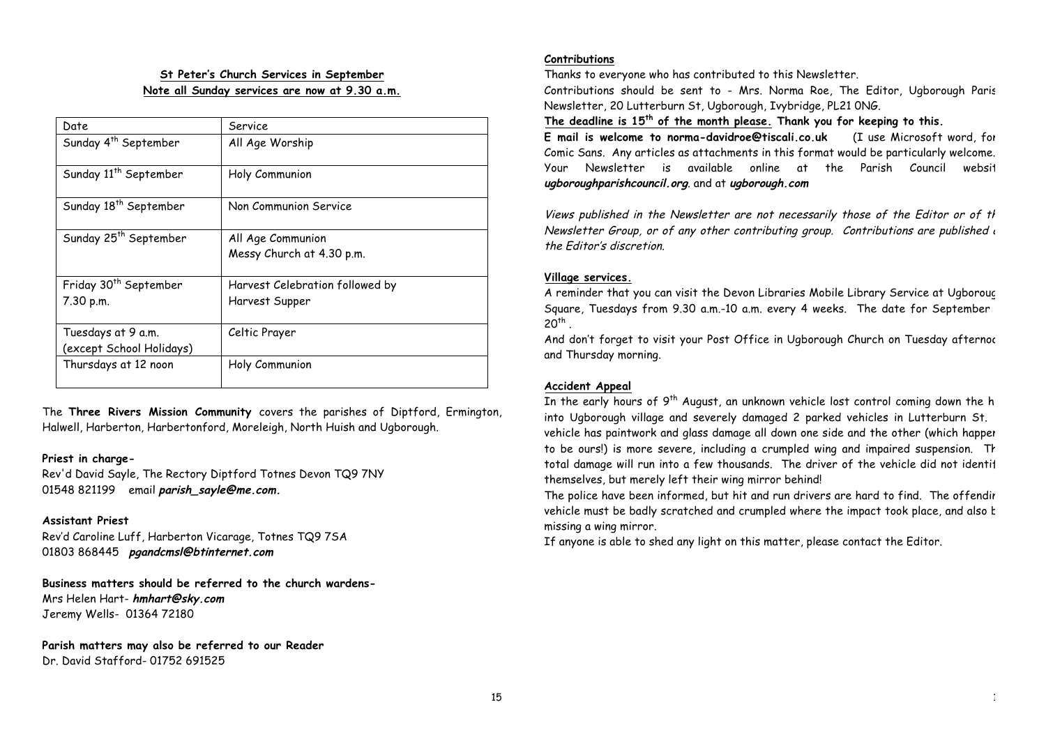**St Peter's Church Services in September**

**Note all Sunday services are now at 9.30 a.m.**

| Date | Service |
|---|---|
| Sunday 4th September | All Age Worship |
| Sunday 11th September | Holy Communion |
| Sunday 18th September | Non Communion Service |
| Sunday 25th September | All Age Communion<br>Messy Church at 4.30 p.m. |
| Friday 30th September<br>7.30 p.m. | Harvest Celebration followed by<br>Harvest Supper |
| Tuesdays at 9 a.m.<br>(except School Holidays) | Celtic Prayer |
| Thursdays at 12 noon | Holy Communion |

The **Three Rivers Mission Community** covers the parishes of Diptford, Ermington, Halwell, Harberton, Harbertonford, Moreleigh, North Huish and Ugborough.

**Priest in charge-**
Rev'd David Sayle, The Rectory Diptford Totnes Devon TQ9 7NY
01548 821199 email ***parish_sayle@me.com.***

**Assistant Priest**
Rev'd Caroline Luff, Harberton Vicarage, Totnes TQ9 7SA
01803 868445 ***pgandcmsl@btinternet.com***

**Business matters should be referred to the church wardens-**
Mrs Helen Hart- ***hmhart@sky.com***
Jeremy Wells- 01364 72180

**Parish matters may also be referred to our Reader**
Dr. David Stafford- 01752 691525

**Contributions**

Thanks to everyone who has contributed to this Newsletter.

Contributions should be sent to - Mrs. Norma Roe, The Editor, Ugborough Paris Newsletter, 20 Lutterburn St, Ugborough, Ivybridge, PL21 0NG.

**The deadline is 15th of the month please. Thank you for keeping to this.**

**E mail is welcome to norma-davidroe@tiscali.co.uk** (I use Microsoft word, for Comic Sans. Any articles as attachments in this format would be particularly welcome. Your Newsletter is available online at the Parish Council websit ***ugboroughparishcouncil.org***. and at ***ugborough.com***

*Views published in the Newsletter are not necessarily those of the Editor or of th Newsletter Group, or of any other contributing group. Contributions are published a the Editor's discretion.*

**Village services.**

A reminder that you can visit the Devon Libraries Mobile Library Service at Ugboroug Square, Tuesdays from 9.30 a.m.-10 a.m. every 4 weeks. The date for September 20th .

And don't forget to visit your Post Office in Ugborough Church on Tuesday afternoo and Thursday morning.

**Accident Appeal**

In the early hours of 9th August, an unknown vehicle lost control coming down the h into Ugborough village and severely damaged 2 parked vehicles in Lutterburn St. vehicle has paintwork and glass damage all down one side and the other (which happen to be ours!) is more severe, including a crumpled wing and impaired suspension. Th total damage will run into a few thousands. The driver of the vehicle did not identif themselves, but merely left their wing mirror behind!

The police have been informed, but hit and run drivers are hard to find. The offendir vehicle must be badly scratched and crumpled where the impact took place, and also b missing a wing mirror.

If anyone is able to shed any light on this matter, please contact the Editor.